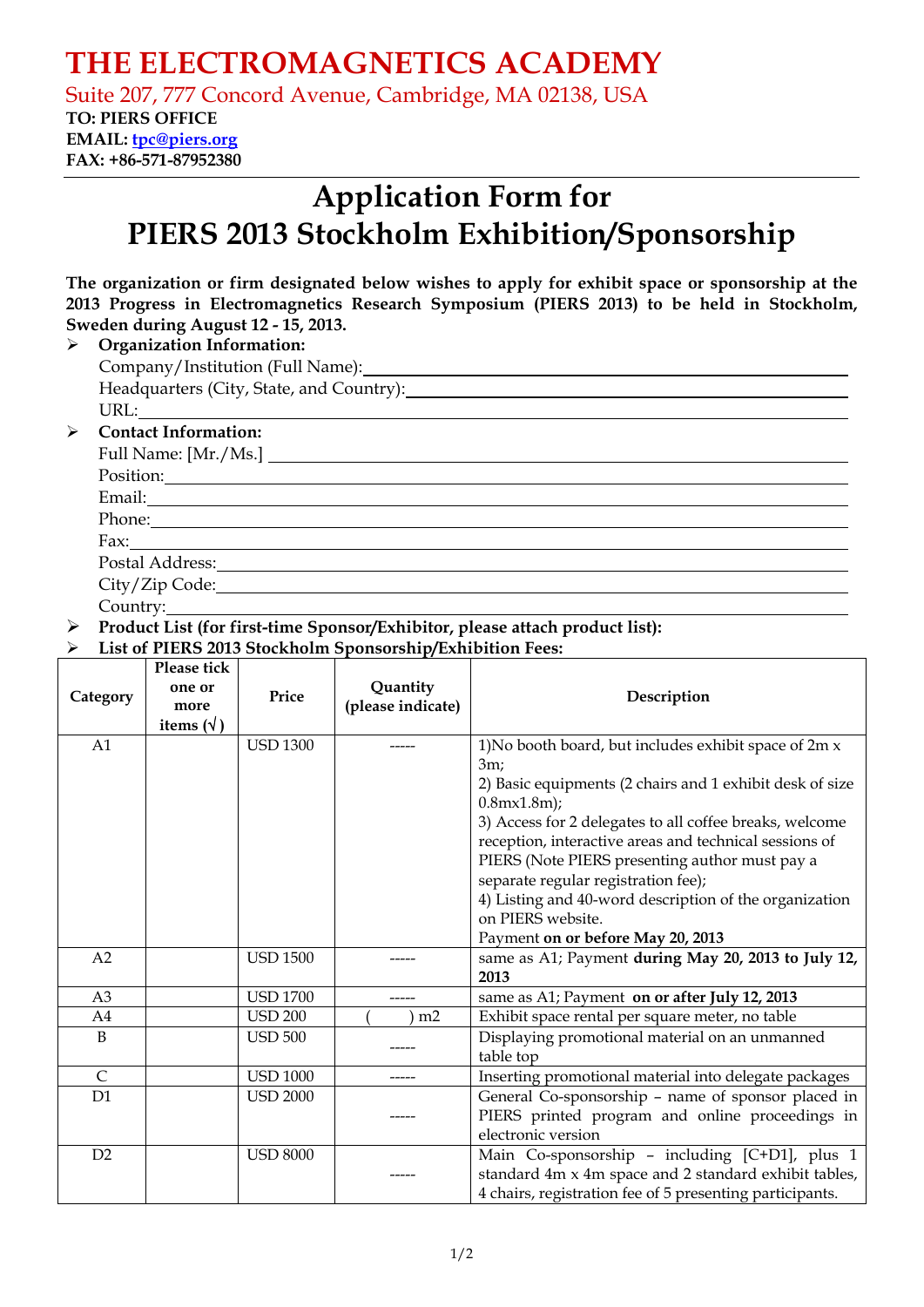# THE ELECTROMAGNETICS ACADEMY

Suite 207, 777 Concord Avenue, Cambridge, MA 02138, USA

**TO: PIERS OFFICE**
**EMAIL: tpc@piers.org**
**FAX: +86-571-87952380**

# Application Form for PIERS 2013 Stockholm Exhibition/Sponsorship

**The organization or firm designated below wishes to apply for exhibit space or sponsorship at the 2013 Progress in Electromagnetics Research Symposium (PIERS 2013) to be held in Stockholm, Sweden during August 12 - 15, 2013.**

- **Organization Information:**
  - Company/Institution (Full Name): ______________________
  - Headquarters (City, State, and Country): ______________________
  - URL: ______________________
- **Contact Information:**
  - Full Name: [Mr./Ms.] ______________________
  - Position: ______________________
  - Email: ______________________
  - Phone: ______________________
  - Fax: ______________________
  - Postal Address: ______________________
  - City/Zip Code: ______________________
  - Country: ______________________
- **Product List (for first-time Sponsor/Exhibitor, please attach product list):**
- **List of PIERS 2013 Stockholm Sponsorship/Exhibition Fees:**

| Category | Please tick one or more items (√) | Price | Quantity (please indicate) | Description |
|---|---|---|---|---|
| A1 | | USD 1300 | ----- | 1)No booth board, but includes exhibit space of 2m x 3m; 2) Basic equipments (2 chairs and 1 exhibit desk of size 0.8mx1.8m); 3) Access for 2 delegates to all coffee breaks, welcome reception, interactive areas and technical sessions of PIERS (Note PIERS presenting author must pay a separate regular registration fee); 4) Listing and 40-word description of the organization on PIERS website. Payment **on or before May 20, 2013** |
| A2 | | USD 1500 | ----- | same as A1; Payment **during May 20, 2013 to July 12, 2013** |
| A3 | | USD 1700 | ----- | same as A1; Payment **on or after July 12, 2013** |
| A4 | | USD 200 | (     ) m2 | Exhibit space rental per square meter, no table |
| B | | USD 500 | ----- | Displaying promotional material on an unmanned table top |
| C | | USD 1000 | ----- | Inserting promotional material into delegate packages |
| D1 | | USD 2000 | ----- | General Co-sponsorship – name of sponsor placed in PIERS printed program and online proceedings in electronic version |
| D2 | | USD 8000 | ----- | Main Co-sponsorship – including [C+D1], plus 1 standard 4m x 4m space and 2 standard exhibit tables, 4 chairs, registration fee of 5 presenting participants. |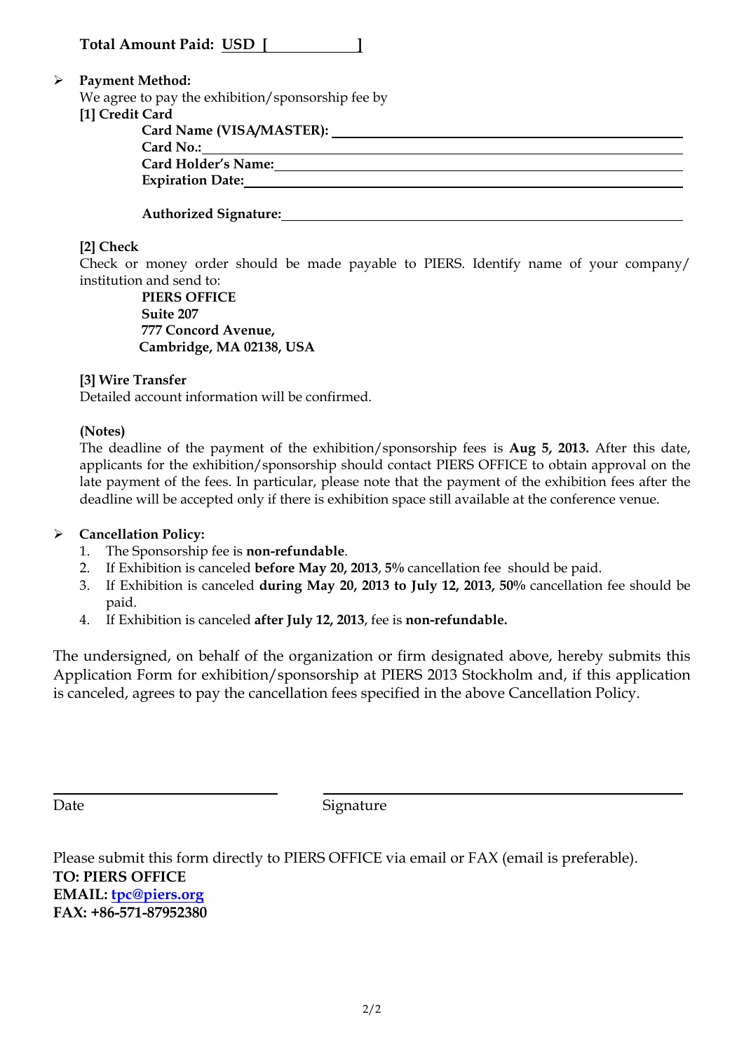**Total Amount Paid: USD [            ]**

- **Payment Method:**

We agree to pay the exhibition/sponsorship fee by

**[1] Credit Card**

**Card Name (VISA/MASTER):** ______________________

**Card No.:** ______________________

**Card Holder's Name:** ______________________

**Expiration Date:** ______________________

**Authorized Signature:** ______________________

**[2] Check**

Check or money order should be made payable to PIERS. Identify name of your company/ institution and send to:

**PIERS OFFICE**
**Suite 207**
**777 Concord Avenue,**
**Cambridge, MA 02138, USA**

**[3] Wire Transfer**

Detailed account information will be confirmed.

**(Notes)**

The deadline of the payment of the exhibition/sponsorship fees is **Aug 5, 2013.** After this date, applicants for the exhibition/sponsorship should contact PIERS OFFICE to obtain approval on the late payment of the fees. In particular, please note that the payment of the exhibition fees after the deadline will be accepted only if there is exhibition space still available at the conference venue.

- **Cancellation Policy:**

1. The Sponsorship fee is **non-refundable**.
2. If Exhibition is canceled **before May 20, 2013**, **5%** cancellation fee should be paid.
3. If Exhibition is canceled **during May 20, 2013 to July 12, 2013, 50%** cancellation fee should be paid.
4. If Exhibition is canceled **after July 12, 2013**, fee is **non-refundable.**

The undersigned, on behalf of the organization or firm designated above, hereby submits this Application Form for exhibition/sponsorship at PIERS 2013 Stockholm and, if this application is canceled, agrees to pay the cancellation fees specified in the above Cancellation Policy.

______________________          ______________________

Date          Signature

Please submit this form directly to PIERS OFFICE via email or FAX (email is preferable).

**TO: PIERS OFFICE**
**EMAIL: tpc@piers.org**
**FAX: +86-571-87952380**